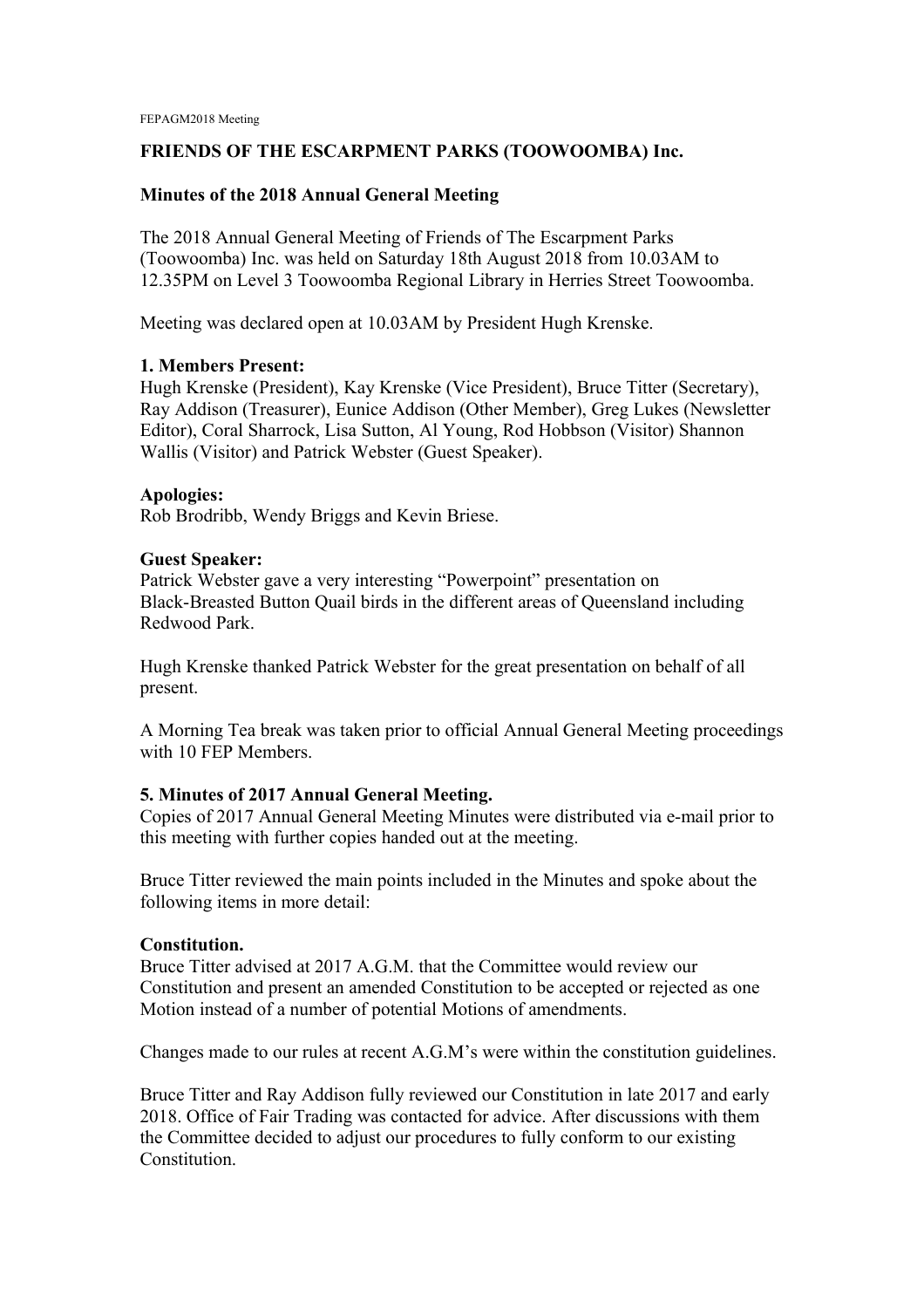FEPAGM2018 Meeting

**FRIENDS OF THE ESCARPMENT PARKS (TOOWOOMBA) Inc.**

**Minutes of the 2018 Annual General Meeting**

The 2018 Annual General Meeting of Friends of The Escarpment Parks (Toowoomba) Inc. was held on Saturday 18th August 2018 from 10.03AM to 12.35PM on Level 3 Toowoomba Regional Library in Herries Street Toowoomba.

Meeting was declared open at 10.03AM by President Hugh Krenske.

**1. Members Present:**
Hugh Krenske (President), Kay Krenske (Vice President), Bruce Titter (Secretary), Ray Addison (Treasurer), Eunice Addison (Other Member), Greg Lukes (Newsletter Editor), Coral Sharrock, Lisa Sutton, Al Young, Rod Hobbson (Visitor) Shannon Wallis (Visitor) and Patrick Webster (Guest Speaker).

**Apologies:**
Rob Brodribb, Wendy Briggs and Kevin Briese.

**Guest Speaker:**
Patrick Webster gave a very interesting "Powerpoint" presentation on Black-Breasted Button Quail birds in the different areas of Queensland including Redwood Park.

Hugh Krenske thanked Patrick Webster for the great presentation on behalf of all present.

A Morning Tea break was taken prior to official Annual General Meeting proceedings with 10 FEP Members.

**5. Minutes of 2017 Annual General Meeting.**
Copies of 2017 Annual General Meeting Minutes were distributed via e-mail prior to this meeting with further copies handed out at the meeting.

Bruce Titter reviewed the main points included in the Minutes and spoke about the following items in more detail:

**Constitution.**
Bruce Titter advised at 2017 A.G.M. that the Committee would review our Constitution and present an amended Constitution to be accepted or rejected as one Motion instead of a number of potential Motions of amendments.

Changes made to our rules at recent A.G.M's were within the constitution guidelines.

Bruce Titter and Ray Addison fully reviewed our Constitution in late 2017 and early 2018. Office of Fair Trading was contacted for advice. After discussions with them the Committee decided to adjust our procedures to fully conform to our existing Constitution.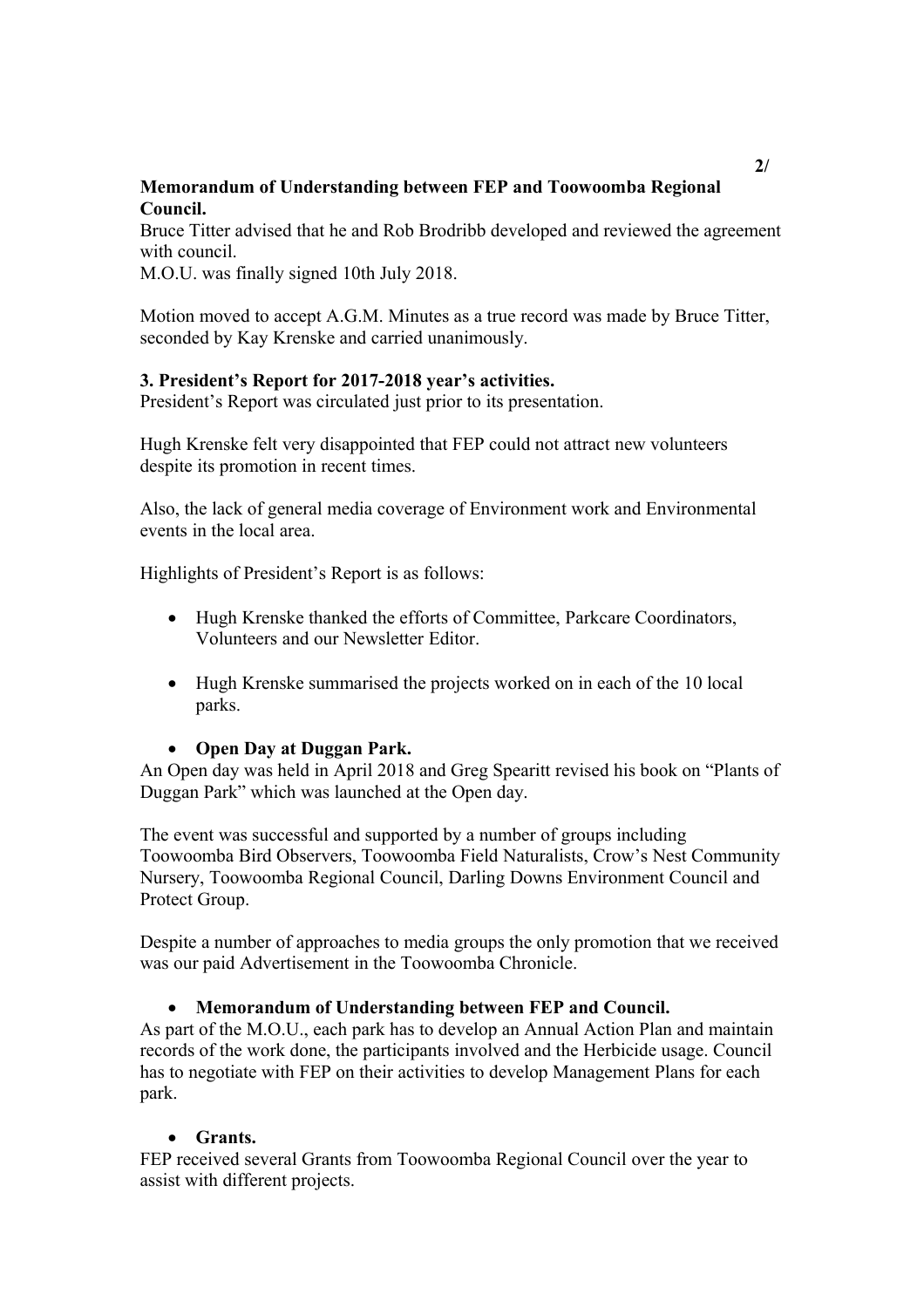**Memorandum of Understanding between FEP and Toowoomba Regional Council.**

Bruce Titter advised that he and Rob Brodribb developed and reviewed the agreement with council.

M.O.U. was finally signed 10th July 2018.

Motion moved to accept A.G.M. Minutes as a true record was made by Bruce Titter, seconded by Kay Krenske and carried unanimously.

**3. President's Report for 2017-2018 year's activities.**

President's Report was circulated just prior to its presentation.

Hugh Krenske felt very disappointed that FEP could not attract new volunteers despite its promotion in recent times.

Also, the lack of general media coverage of Environment work and Environmental events in the local area.

Highlights of President's Report is as follows:

- Hugh Krenske thanked the efforts of Committee, Parkcare Coordinators, Volunteers and our Newsletter Editor.

- Hugh Krenske summarised the projects worked on in each of the 10 local parks.

- **Open Day at Duggan Park.**

An Open day was held in April 2018 and Greg Spearitt revised his book on "Plants of Duggan Park" which was launched at the Open day.

The event was successful and supported by a number of groups including Toowoomba Bird Observers, Toowoomba Field Naturalists, Crow's Nest Community Nursery, Toowoomba Regional Council, Darling Downs Environment Council and Protect Group.

Despite a number of approaches to media groups the only promotion that we received was our paid Advertisement in the Toowoomba Chronicle.

- **Memorandum of Understanding between FEP and Council.**

As part of the M.O.U., each park has to develop an Annual Action Plan and maintain records of the work done, the participants involved and the Herbicide usage. Council has to negotiate with FEP on their activities to develop Management Plans for each park.

- **Grants.**

FEP received several Grants from Toowoomba Regional Council over the year to assist with different projects.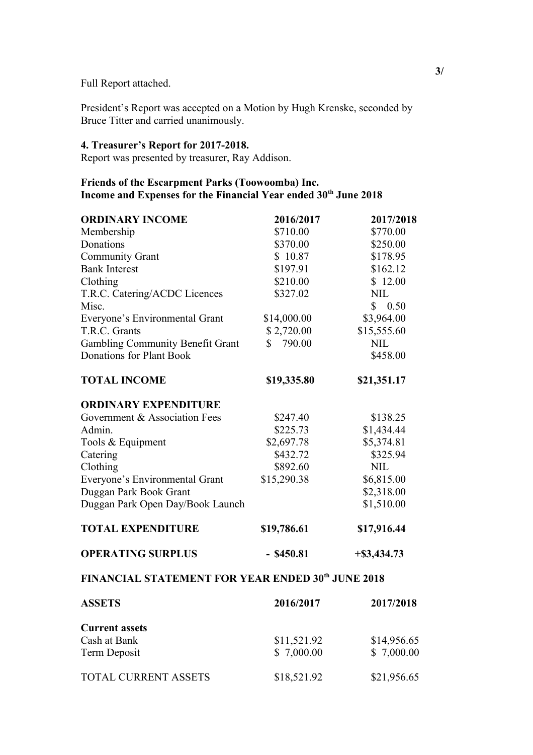Full Report attached.

President's Report was accepted on a Motion by Hugh Krenske, seconded by Bruce Titter and carried unanimously.

**4. Treasurer's Report for 2017-2018.**

Report was presented by treasurer, Ray Addison.

**Friends of the Escarpment Parks (Toowoomba) Inc.**
**Income and Expenses for the Financial Year ended 30th June 2018**

| **ORDINARY INCOME** | **2016/2017** | **2017/2018** |
|---|---|---|
| Membership | $710.00 | $770.00 |
| Donations | $370.00 | $250.00 |
| Community Grant | $ 10.87 | $178.95 |
| Bank Interest | $197.91 | $162.12 |
| Clothing | $210.00 | $ 12.00 |
| T.R.C. Catering/ACDC Licences | $327.02 | NIL |
| Misc. | | $ 0.50 |
| Everyone's Environmental Grant | $14,000.00 | $3,964.00 |
| T.R.C. Grants | $ 2,720.00 | $15,555.60 |
| Gambling Community Benefit Grant | $ 790.00 | NIL |
| Donations for Plant Book | | $458.00 |
| **TOTAL INCOME** | **$19,335.80** | **$21,351.17** |
| **ORDINARY EXPENDITURE** | | |
| Government & Association Fees | $247.40 | $138.25 |
| Admin. | $225.73 | $1,434.44 |
| Tools & Equipment | $2,697.78 | $5,374.81 |
| Catering | $432.72 | $325.94 |
| Clothing | $892.60 | NIL |
| Everyone's Environmental Grant | $15,290.38 | $6,815.00 |
| Duggan Park Book Grant | | $2,318.00 |
| Duggan Park Open Day/Book Launch | | $1,510.00 |
| **TOTAL EXPENDITURE** | **$19,786.61** | **$17,916.44** |
| **OPERATING SURPLUS** | **- $450.81** | **+$3,434.73** |

**FINANCIAL STATEMENT FOR YEAR ENDED 30th JUNE 2018**

| **ASSETS** | **2016/2017** | **2017/2018** |
|---|---|---|
| **Current assets** | | |
| Cash at Bank | $11,521.92 | $14,956.65 |
| Term Deposit | $ 7,000.00 | $ 7,000.00 |
| TOTAL CURRENT ASSETS | $18,521.92 | $21,956.65 |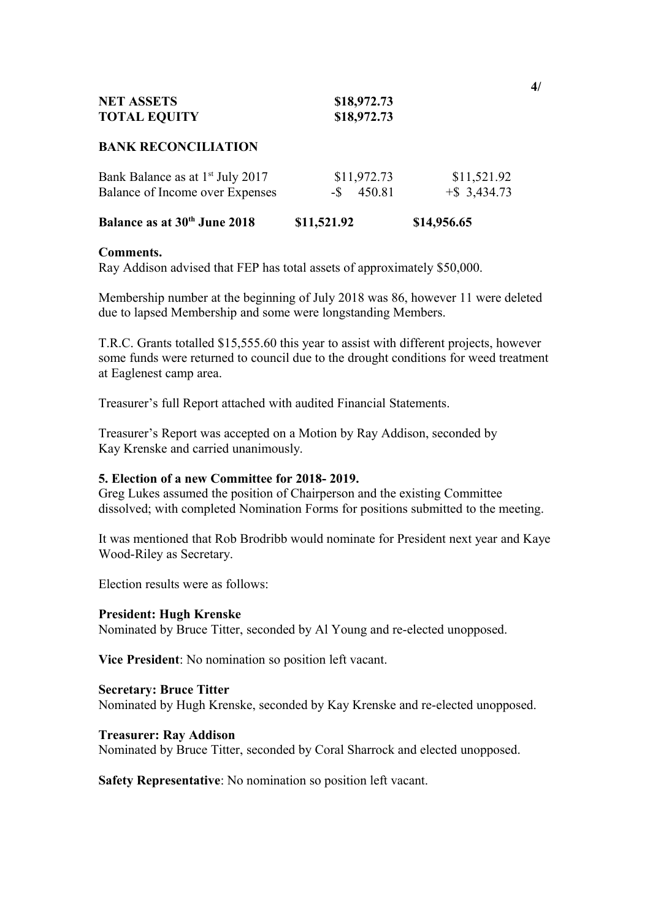| | | |
|---|---|---|
| **NET ASSETS** | **$18,972.73** | |
| **TOTAL EQUITY** | **$18,972.73** | |

**BANK RECONCILIATION**

| | | |
|---|---|---|
| Bank Balance as at 1st July 2017 | $11,972.73 | $11,521.92 |
| Balance of Income over Expenses | -$ 450.81 | +$ 3,434.73 |
| **Balance as at 30th June 2018** | **$11,521.92** | **$14,956.65** |

**Comments.**

Ray Addison advised that FEP has total assets of approximately $50,000.

Membership number at the beginning of July 2018 was 86, however 11 were deleted due to lapsed Membership and some were longstanding Members.

T.R.C. Grants totalled $15,555.60 this year to assist with different projects, however some funds were returned to council due to the drought conditions for weed treatment at Eaglenest camp area.

Treasurer's full Report attached with audited Financial Statements.

Treasurer's Report was accepted on a Motion by Ray Addison, seconded by Kay Krenske and carried unanimously.

**5. Election of a new Committee for 2018- 2019.**

Greg Lukes assumed the position of Chairperson and the existing Committee dissolved; with completed Nomination Forms for positions submitted to the meeting.

It was mentioned that Rob Brodribb would nominate for President next year and Kaye Wood-Riley as Secretary.

Election results were as follows:

**President: Hugh Krenske**
Nominated by Bruce Titter, seconded by Al Young and re-elected unopposed.

**Vice President**: No nomination so position left vacant.

**Secretary: Bruce Titter**
Nominated by Hugh Krenske, seconded by Kay Krenske and re-elected unopposed.

**Treasurer: Ray Addison**
Nominated by Bruce Titter, seconded by Coral Sharrock and elected unopposed.

**Safety Representative**: No nomination so position left vacant.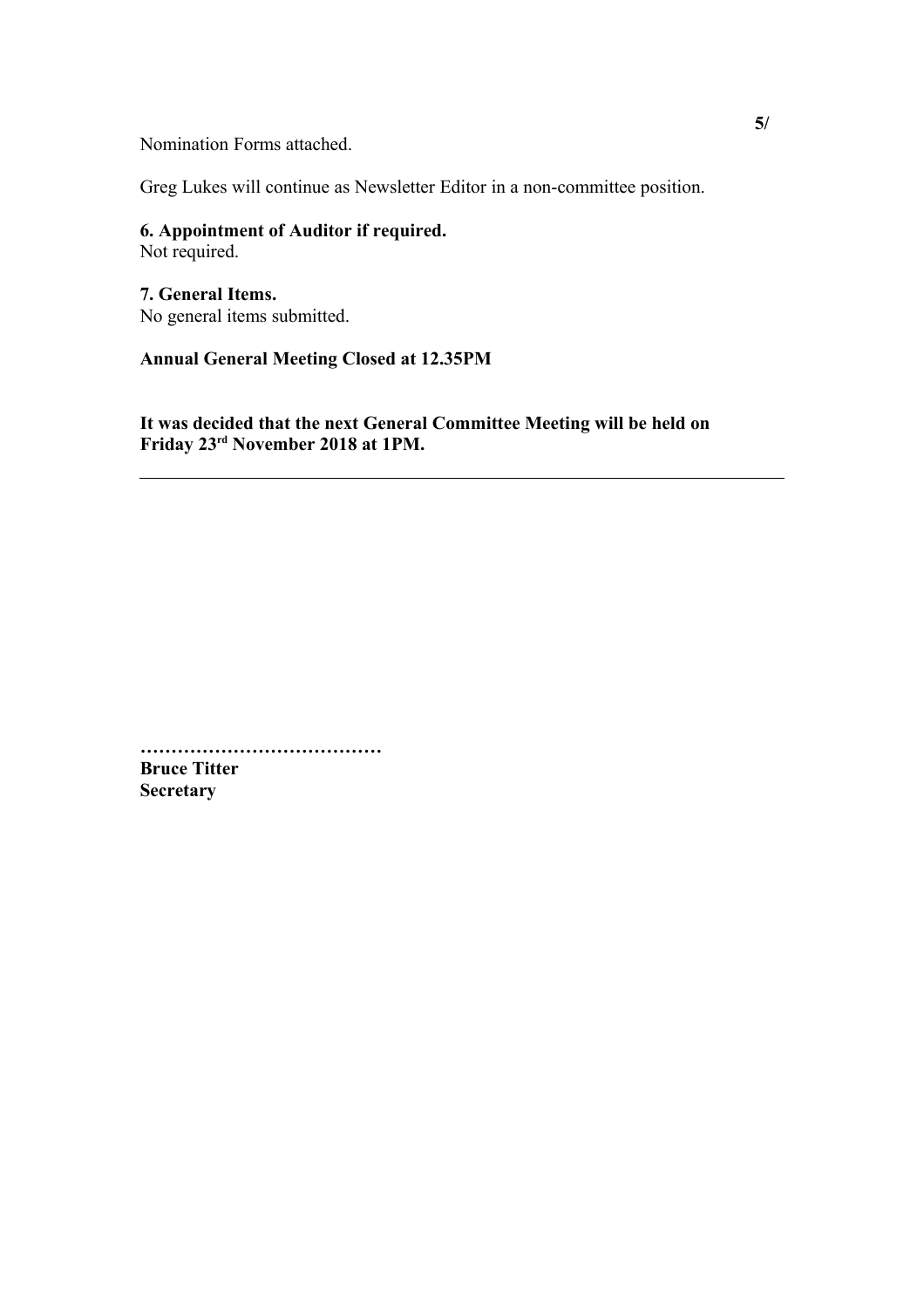Nomination Forms attached.

Greg Lukes will continue as Newsletter Editor in a non-committee position.

**6. Appointment of Auditor if required.**
Not required.

**7. General Items.**
No general items submitted.

**Annual General Meeting Closed at 12.35PM**

**It was decided that the next General Committee Meeting will be held on Friday 23rd November 2018 at 1PM.**

---

**…………………………………**
**Bruce Titter**
**Secretary**